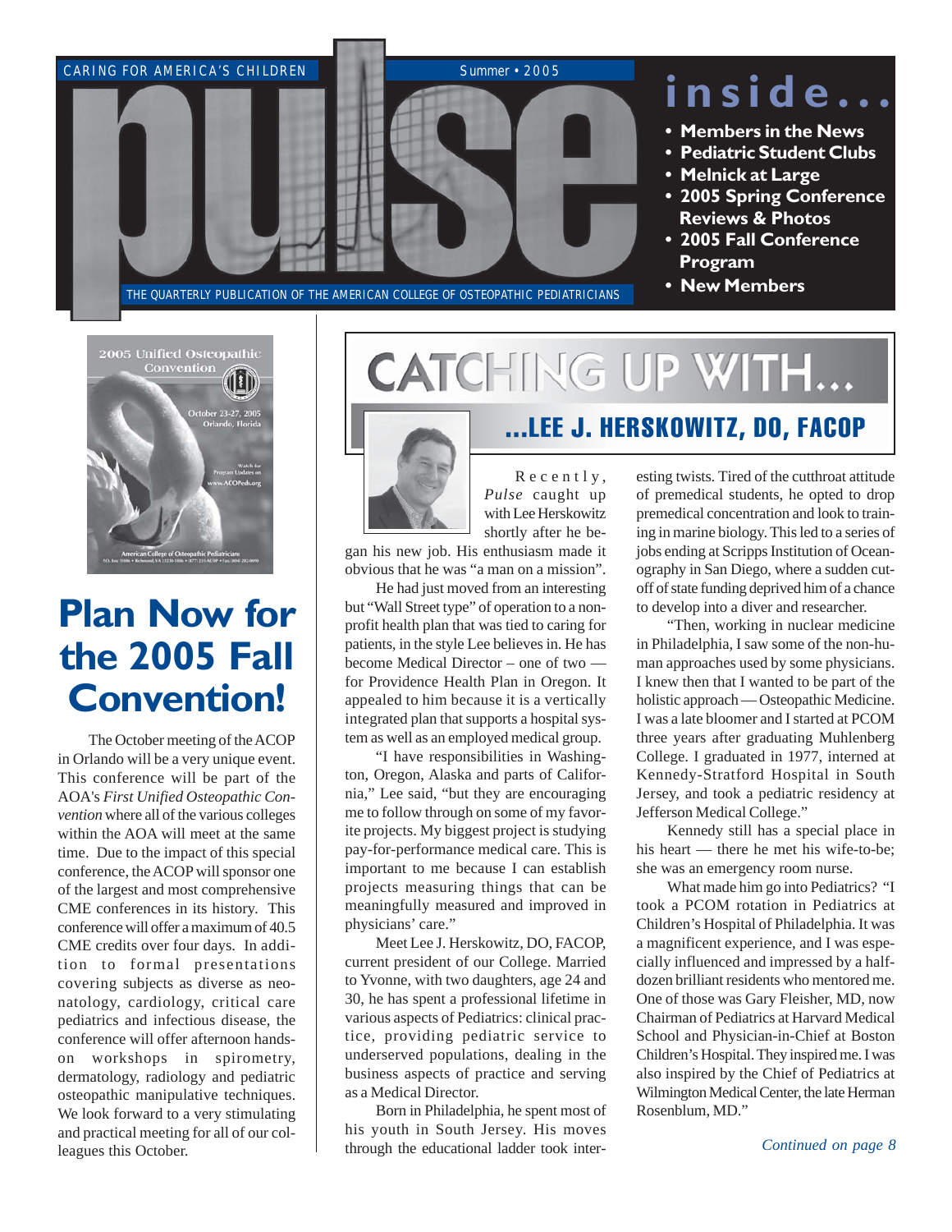CARING FOR AMERICA'S CHILDREN

Summer • 2005

# pulse

THE QUARTERLY PUBLICATION OF THE AMERICAN COLLEGE OF OSTEOPATHIC PEDIATRICIANS

## inside...

- Members in the News
- Pediatric Student Clubs
- Melnick at Large
- 2005 Spring Conference Reviews & Photos
- 2005 Fall Conference Program
- New Members

2005 Unified Osteopathic Convention

October 23-27, 2005
Orlando, Florida

Watch for Program Updates on www.ACOPeds.org

American College of Osteopathic Pediatricians

## Plan Now for the 2005 Fall Convention!

The October meeting of the ACOP in Orlando will be a very unique event. This conference will be part of the AOA's *First Unified Osteopathic Convention* where all of the various colleges within the AOA will meet at the same time. Due to the impact of this special conference, the ACOP will sponsor one of the largest and most comprehensive CME conferences in its history. This conference will offer a maximum of 40.5 CME credits over four days. In addition to formal presentations covering subjects as diverse as neonatology, cardiology, critical care pediatrics and infectious disease, the conference will offer afternoon hands-on workshops in spirometry, dermatology, radiology and pediatric osteopathic manipulative techniques. We look forward to a very stimulating and practical meeting for all of our colleagues this October.

## CATCHING UP WITH...

### ...LEE J. HERSKOWITZ, DO, FACOP

Recently, *Pulse* caught up with Lee Herskowitz shortly after he began his new job. His enthusiasm made it obvious that he was "a man on a mission".

He had just moved from an interesting but "Wall Street type" of operation to a non-profit health plan that was tied to caring for patients, in the style Lee believes in. He has become Medical Director – one of two — for Providence Health Plan in Oregon. It appealed to him because it is a vertically integrated plan that supports a hospital system as well as an employed medical group.

"I have responsibilities in Washington, Oregon, Alaska and parts of California," Lee said, "but they are encouraging me to follow through on some of my favorite projects. My biggest project is studying pay-for-performance medical care. This is important to me because I can establish projects measuring things that can be meaningfully measured and improved in physicians' care."

Meet Lee J. Herskowitz, DO, FACOP, current president of our College. Married to Yvonne, with two daughters, age 24 and 30, he has spent a professional lifetime in various aspects of Pediatrics: clinical practice, providing pediatric service to underserved populations, dealing in the business aspects of practice and serving as a Medical Director.

Born in Philadelphia, he spent most of his youth in South Jersey. His moves through the educational ladder took interesting twists. Tired of the cutthroat attitude of premedical students, he opted to drop premedical concentration and look to training in marine biology. This led to a series of jobs ending at Scripps Institution of Oceanography in San Diego, where a sudden cut-off of state funding deprived him of a chance to develop into a diver and researcher.

"Then, working in nuclear medicine in Philadelphia, I saw some of the non-human approaches used by some physicians. I knew then that I wanted to be part of the holistic approach — Osteopathic Medicine. I was a late bloomer and I started at PCOM three years after graduating Muhlenberg College. I graduated in 1977, interned at Kennedy-Stratford Hospital in South Jersey, and took a pediatric residency at Jefferson Medical College."

Kennedy still has a special place in his heart — there he met his wife-to-be; she was an emergency room nurse.

What made him go into Pediatrics? "I took a PCOM rotation in Pediatrics at Children's Hospital of Philadelphia. It was a magnificent experience, and I was especially influenced and impressed by a half-dozen brilliant residents who mentored me. One of those was Gary Fleisher, MD, now Chairman of Pediatrics at Harvard Medical School and Physician-in-Chief at Boston Children's Hospital. They inspired me. I was also inspired by the Chief of Pediatrics at Wilmington Medical Center, the late Herman Rosenblum, MD."

*Continued on page 8*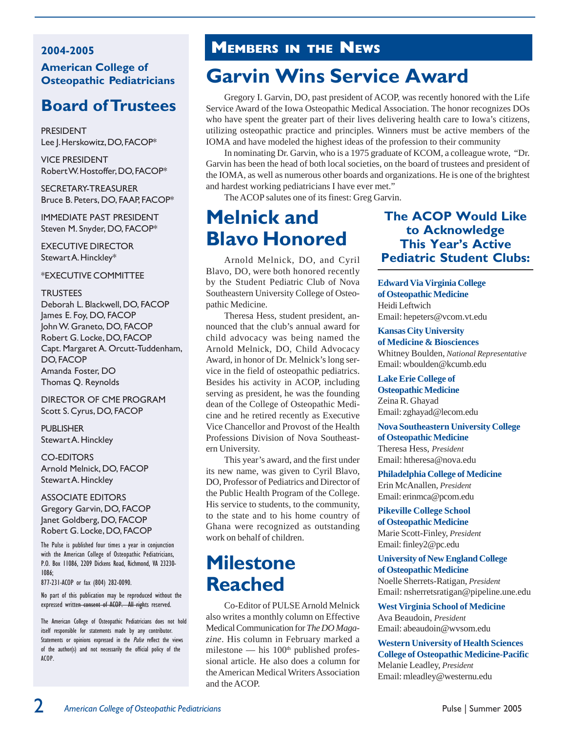**2004-2005**

**American College of Osteopathic Pediatricians**

## Board of Trustees

PRESIDENT
Lee J. Herskowitz, DO, FACOP*

VICE PRESIDENT
Robert W. Hostoffer, DO, FACOP*

SECRETARY-TREASURER
Bruce B. Peters, DO, FAAP, FACOP*

IMMEDIATE PAST PRESIDENT
Steven M. Snyder, DO, FACOP*

EXECUTIVE DIRECTOR
Stewart A. Hinckley*

*EXECUTIVE COMMITTEE

TRUSTEES
Deborah L. Blackwell, DO, FACOP
James E. Foy, DO, FACOP
John W. Graneto, DO, FACOP
Robert G. Locke, DO, FACOP
Capt. Margaret A. Orcutt-Tuddenham, DO, FACOP
Amanda Foster, DO
Thomas Q. Reynolds

DIRECTOR OF CME PROGRAM
Scott S. Cyrus, DO, FACOP

PUBLISHER
Stewart A. Hinckley

CO-EDITORS
Arnold Melnick, DO, FACOP
Stewart A. Hinckley

ASSOCIATE EDITORS
Gregory Garvin, DO, FACOP
Janet Goldberg, DO, FACOP
Robert G. Locke, DO, FACOP

The Pulse is published four times a year in conjunction with the American College of Osteopathic Pediatricians, P.O. Box 11086, 2209 Dickens Road, Richmond, VA 23230-1086;
877-231-ACOP or fax (804) 282-0090.

No part of this publication may be reproduced without the expressed written consent of ACOP. All rights reserved.

The American College of Osteopathic Pediatricians does not hold itself responsible for statements made by any contributor. Statements or opinions expressed in the *Pulse* reflect the views of the author(s) and not necessarily the official policy of the ACOP.

# Members in the News

## Garvin Wins Service Award

Gregory I. Garvin, DO, past president of ACOP, was recently honored with the Life Service Award of the Iowa Osteopathic Medical Association. The honor recognizes DOs who have spent the greater part of their lives delivering health care to Iowa's citizens, utilizing osteopathic practice and principles. Winners must be active members of the IOMA and have modeled the highest ideas of the profession to their community

In nominating Dr. Garvin, who is a 1975 graduate of KCOM, a colleague wrote, "Dr. Garvin has been the head of both local societies, on the board of trustees and president of the IOMA, as well as numerous other boards and organizations. He is one of the brightest and hardest working pediatricians I have ever met."

The ACOP salutes one of its finest: Greg Garvin.

## Melnick and Blavo Honored

Arnold Melnick, DO, and Cyril Blavo, DO, were both honored recently by the Student Pediatric Club of Nova Southeastern University College of Osteopathic Medicine.

Theresa Hess, student president, announced that the club's annual award for child advocacy was being named the Arnold Melnick, DO, Child Advocacy Award, in honor of Dr. Melnick's long service in the field of osteopathic pediatrics. Besides his activity in ACOP, including serving as president, he was the founding dean of the College of Osteopathic Medicine and he retired recently as Executive Vice Chancellor and Provost of the Health Professions Division of Nova Southeastern University.

This year's award, and the first under its new name, was given to Cyril Blavo, DO, Professor of Pediatrics and Director of the Public Health Program of the College. His service to students, to the community, to the state and to his home country of Ghana were recognized as outstanding work on behalf of children.

## Milestone Reached

Co-Editor of PULSE Arnold Melnick also writes a monthly column on Effective Medical Communication for *The DO Magazine*. His column in February marked a milestone — his 100th published professional article. He also does a column for the American Medical Writers Association and the ACOP.

### The ACOP Would Like to Acknowledge This Year's Active Pediatric Student Clubs:

**Edward Via Virginia College of Osteopathic Medicine**
Heidi Leftwich
Email: hepeters@vcom.vt.edu

**Kansas City University of Medicine & Biosciences**
Whitney Boulden, *National Representative*
Email: wboulden@kcumb.edu

**Lake Erie College of Osteopathic Medicine**
Zeina R. Ghayad
Email: zghayad@lecom.edu

**Nova Southeastern University College of Osteopathic Medicine**
Theresa Hess, *President*
Email: htheresa@nova.edu

**Philadelphia College of Medicine**
Erin McAnallen, *President*
Email: erinmca@pcom.edu

**Pikeville College School of Osteopathic Medicine**
Marie Scott-Finley, *President*
Email: finley2@pc.edu

**University of New England College of Osteopathic Medicine**
Noelle Sherrets-Ratigan, *President*
Email: nsherretsratigan@pipeline.une.edu

**West Virginia School of Medicine**
Ava Beaudoin, *President*
Email: abeaudoin@wvsom.edu

**Western University of Health Sciences College of Osteopathic Medicine-Pacific**
Melanie Leadley, *President*
Email: mleadley@westernu.edu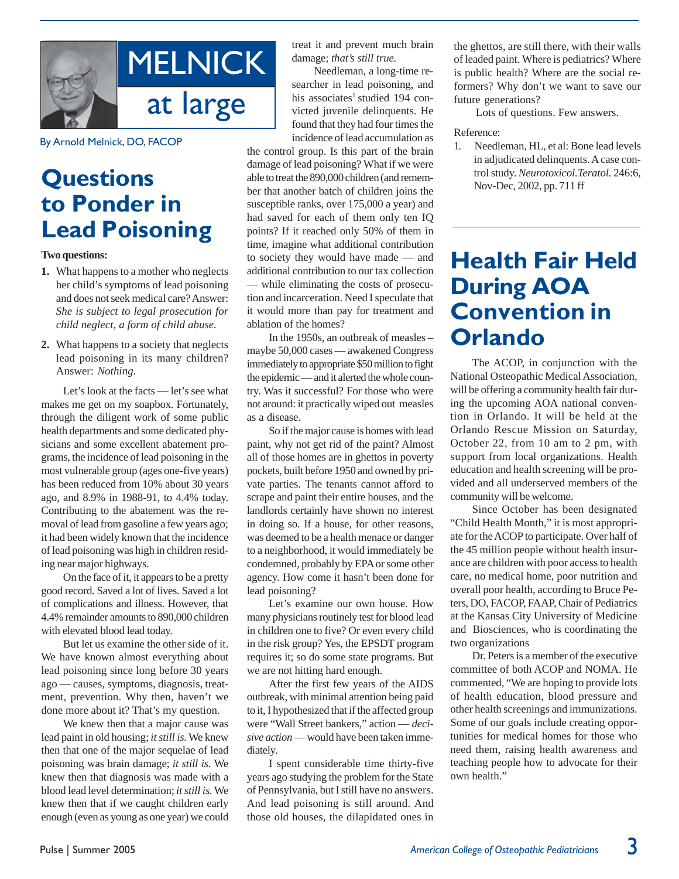# MELNICK at large

By Arnold Melnick, DO, FACOP

## Questions to Ponder in Lead Poisoning

**Two questions:**

1. What happens to a mother who neglects her child's symptoms of lead poisoning and does not seek medical care? Answer: *She is subject to legal prosecution for child neglect, a form of child abuse.*

2. What happens to a society that neglects lead poisoning in its many children? Answer: *Nothing.*

Let's look at the facts — let's see what makes me get on my soapbox. Fortunately, through the diligent work of some public health departments and some dedicated physicians and some excellent abatement programs, the incidence of lead poisoning in the most vulnerable group (ages one-five years) has been reduced from 10% about 30 years ago, and 8.9% in 1988-91, to 4.4% today. Contributing to the abatement was the removal of lead from gasoline a few years ago; it had been widely known that the incidence of lead poisoning was high in children residing near major highways.

On the face of it, it appears to be a pretty good record. Saved a lot of lives. Saved a lot of complications and illness. However, that 4.4% remainder amounts to 890,000 children with elevated blood lead today.

But let us examine the other side of it. We have known almost everything about lead poisoning since long before 30 years ago — causes, symptoms, diagnosis, treatment, prevention. Why then, haven't we done more about it? That's my question.

We knew then that a major cause was lead paint in old housing; *it still is.* We knew then that one of the major sequelae of lead poisoning was brain damage; *it still is.* We knew then that diagnosis was made with a blood lead level determination; *it still is.* We knew then that if we caught children early enough (even as young as one year) we could treat it and prevent much brain damage; *that's still true.*

Needleman, a long-time researcher in lead poisoning, and his associates[1] studied 194 convicted juvenile delinquents. He found that they had four times the incidence of lead accumulation as the control group. Is this part of the brain damage of lead poisoning? What if we were able to treat the 890,000 children (and remember that another batch of children joins the susceptible ranks, over 175,000 a year) and had saved for each of them only ten IQ points? If it reached only 50% of them in time, imagine what additional contribution to society they would have made — and additional contribution to our tax collection — while eliminating the costs of prosecution and incarceration. Need I speculate that it would more than pay for treatment and ablation of the homes?

In the 1950s, an outbreak of measles – maybe 50,000 cases — awakened Congress immediately to appropriate $50 million to fight the epidemic — and it alerted the whole country. Was it successful? For those who were not around: it practically wiped out measles as a disease.

So if the major cause is homes with lead paint, why not get rid of the paint? Almost all of those homes are in ghettos in poverty pockets, built before 1950 and owned by private parties. The tenants cannot afford to scrape and paint their entire houses, and the landlords certainly have shown no interest in doing so. If a house, for other reasons, was deemed to be a health menace or danger to a neighborhood, it would immediately be condemned, probably by EPA or some other agency. How come it hasn't been done for lead poisoning?

Let's examine our own house. How many physicians routinely test for blood lead in children one to five? Or even every child in the risk group? Yes, the EPSDT program requires it; so do some state programs. But we are not hitting hard enough.

After the first few years of the AIDS outbreak, with minimal attention being paid to it, I hypothesized that if the affected group were "Wall Street bankers," action — *decisive action* — would have been taken immediately.

I spent considerable time thirty-five years ago studying the problem for the State of Pennsylvania, but I still have no answers. And lead poisoning is still around. And those old houses, the dilapidated ones in the ghettos, are still there, with their walls of leaded paint. Where is pediatrics? Where is public health? Where are the social reformers? Why don't we want to save our future generations?

Lots of questions. Few answers.

Reference:

1. Needleman, HL, et al: Bone lead levels in adjudicated delinquents. A case control study. *Neurotoxicol.Teratol.* 246:6, Nov-Dec, 2002, pp. 711 ff

## Health Fair Held During AOA Convention in Orlando

The ACOP, in conjunction with the National Osteopathic Medical Association, will be offering a community health fair during the upcoming AOA national convention in Orlando. It will be held at the Orlando Rescue Mission on Saturday, October 22, from 10 am to 2 pm, with support from local organizations. Health education and health screening will be provided and all underserved members of the community will be welcome.

Since October has been designated "Child Health Month," it is most appropriate for the ACOP to participate. Over half of the 45 million people without health insurance are children with poor access to health care, no medical home, poor nutrition and overall poor health, according to Bruce Peters, DO, FACOP, FAAP, Chair of Pediatrics at the Kansas City University of Medicine and Biosciences, who is coordinating the two organizations

Dr. Peters is a member of the executive committee of both ACOP and NOMA. He commented, "We are hoping to provide lots of health education, blood pressure and other health screenings and immunizations. Some of our goals include creating opportunities for medical homes for those who need them, raising health awareness and teaching people how to advocate for their own health."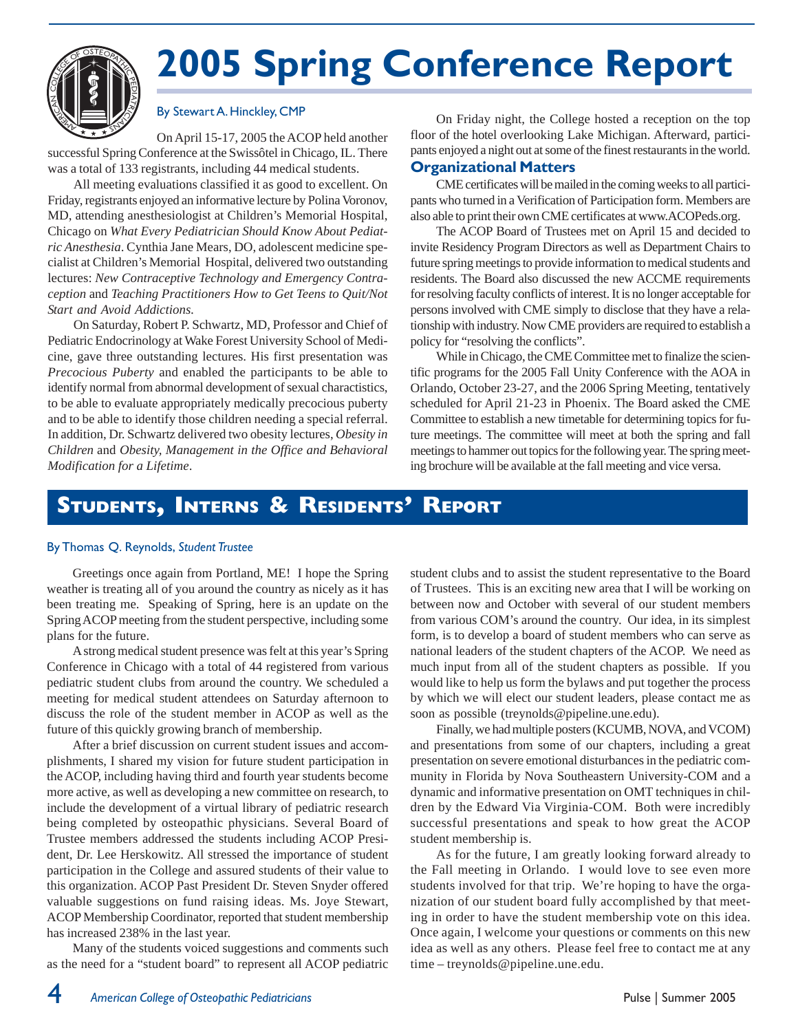# 2005 Spring Conference Report

By Stewart A. Hinckley, CMP

On April 15-17, 2005 the ACOP held another successful Spring Conference at the Swissôtel in Chicago, IL. There was a total of 133 registrants, including 44 medical students.

All meeting evaluations classified it as good to excellent. On Friday, registrants enjoyed an informative lecture by Polina Voronov, MD, attending anesthesiologist at Children's Memorial Hospital, Chicago on *What Every Pediatrician Should Know About Pediatric Anesthesia*. Cynthia Jane Mears, DO, adolescent medicine specialist at Children's Memorial Hospital, delivered two outstanding lectures: *New Contraceptive Technology and Emergency Contraception* and *Teaching Practitioners How to Get Teens to Quit/Not Start and Avoid Addictions.*

On Saturday, Robert P. Schwartz, MD, Professor and Chief of Pediatric Endocrinology at Wake Forest University School of Medicine, gave three outstanding lectures. His first presentation was *Precocious Puberty* and enabled the participants to be able to identify normal from abnormal development of sexual charactistics, to be able to evaluate appropriately medically precocious puberty and to be able to identify those children needing a special referral. In addition, Dr. Schwartz delivered two obesity lectures, *Obesity in Children* and *Obesity, Management in the Office and Behavioral Modification for a Lifetime*.

On Friday night, the College hosted a reception on the top floor of the hotel overlooking Lake Michigan. Afterward, participants enjoyed a night out at some of the finest restaurants in the world.

### Organizational Matters

CME certificates will be mailed in the coming weeks to all participants who turned in a Verification of Participation form. Members are also able to print their own CME certificates at www.ACOPeds.org.

The ACOP Board of Trustees met on April 15 and decided to invite Residency Program Directors as well as Department Chairs to future spring meetings to provide information to medical students and residents. The Board also discussed the new ACCME requirements for resolving faculty conflicts of interest. It is no longer acceptable for persons involved with CME simply to disclose that they have a relationship with industry. Now CME providers are required to establish a policy for "resolving the conflicts".

While in Chicago, the CME Committee met to finalize the scientific programs for the 2005 Fall Unity Conference with the AOA in Orlando, October 23-27, and the 2006 Spring Meeting, tentatively scheduled for April 21-23 in Phoenix. The Board asked the CME Committee to establish a new timetable for determining topics for future meetings. The committee will meet at both the spring and fall meetings to hammer out topics for the following year. The spring meeting brochure will be available at the fall meeting and vice versa.

# Students, Interns & Residents' Report

By Thomas Q. Reynolds, *Student Trustee*

Greetings once again from Portland, ME! I hope the Spring weather is treating all of you around the country as nicely as it has been treating me. Speaking of Spring, here is an update on the Spring ACOP meeting from the student perspective, including some plans for the future.

A strong medical student presence was felt at this year's Spring Conference in Chicago with a total of 44 registered from various pediatric student clubs from around the country. We scheduled a meeting for medical student attendees on Saturday afternoon to discuss the role of the student member in ACOP as well as the future of this quickly growing branch of membership.

After a brief discussion on current student issues and accomplishments, I shared my vision for future student participation in the ACOP, including having third and fourth year students become more active, as well as developing a new committee on research, to include the development of a virtual library of pediatric research being completed by osteopathic physicians. Several Board of Trustee members addressed the students including ACOP President, Dr. Lee Herskowitz. All stressed the importance of student participation in the College and assured students of their value to this organization. ACOP Past President Dr. Steven Snyder offered valuable suggestions on fund raising ideas. Ms. Joye Stewart, ACOP Membership Coordinator, reported that student membership has increased 238% in the last year.

Many of the students voiced suggestions and comments such as the need for a "student board" to represent all ACOP pediatric student clubs and to assist the student representative to the Board of Trustees. This is an exciting new area that I will be working on between now and October with several of our student members from various COM's around the country. Our idea, in its simplest form, is to develop a board of student members who can serve as national leaders of the student chapters of the ACOP. We need as much input from all of the student chapters as possible. If you would like to help us form the bylaws and put together the process by which we will elect our student leaders, please contact me as soon as possible (treynolds@pipeline.une.edu).

Finally, we had multiple posters (KCUMB, NOVA, and VCOM) and presentations from some of our chapters, including a great presentation on severe emotional disturbances in the pediatric community in Florida by Nova Southeastern University-COM and a dynamic and informative presentation on OMT techniques in children by the Edward Via Virginia-COM. Both were incredibly successful presentations and speak to how great the ACOP student membership is.

As for the future, I am greatly looking forward already to the Fall meeting in Orlando. I would love to see even more students involved for that trip. We're hoping to have the organization of our student board fully accomplished by that meeting in order to have the student membership vote on this idea. Once again, I welcome your questions or comments on this new idea as well as any others. Please feel free to contact me at any time – treynolds@pipeline.une.edu.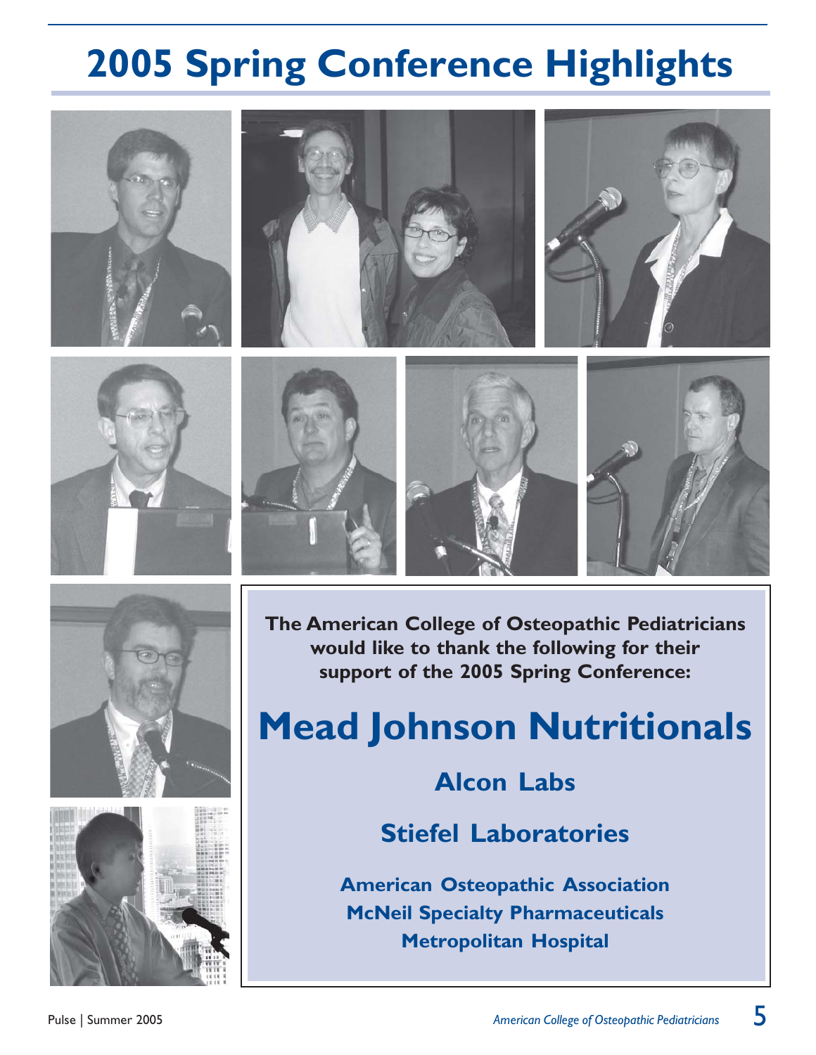# 2005 Spring Conference Highlights

**The American College of Osteopathic Pediatricians would like to thank the following for their support of the 2005 Spring Conference:**

## Mead Johnson Nutritionals

### Alcon Labs

### Stiefel Laboratories

**American Osteopathic Association**
**McNeil Specialty Pharmaceuticals**
**Metropolitan Hospital**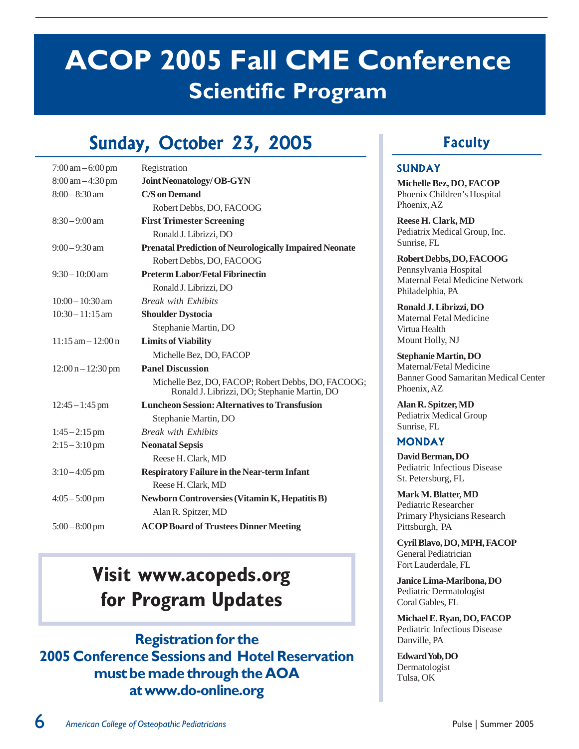# ACOP 2005 Fall CME Conference

## Scientific Program

## Sunday, October 23, 2005

| Time | Session |
|---|---|
| 7:00 am – 6:00 pm | Registration |
| 8:00 am – 4:30 pm | **Joint Neonatology/ OB-GYN** |
| 8:00 – 8:30 am | **C/S on Demand**<br>Robert Debbs, DO, FACOOG |
| 8:30 – 9:00 am | **First Trimester Screening**<br>Ronald J. Librizzi, DO |
| 9:00 – 9:30 am | **Prenatal Prediction of Neurologically Impaired Neonate**<br>Robert Debbs, DO, FACOOG |
| 9:30 – 10:00 am | **Preterm Labor/Fetal Fibrinectin**<br>Ronald J. Librizzi, DO |
| 10:00 – 10:30 am | *Break with Exhibits* |
| 10:30 – 11:15 am | **Shoulder Dystocia**<br>Stephanie Martin, DO |
| 11:15 am – 12:00 n | **Limits of Viability**<br>Michelle Bez, DO, FACOP |
| 12:00 n – 12:30 pm | **Panel Discussion**<br>Michelle Bez, DO, FACOP; Robert Debbs, DO, FACOOG; Ronald J. Librizzi, DO; Stephanie Martin, DO |
| 12:45 – 1:45 pm | **Luncheon Session: Alternatives to Transfusion**<br>Stephanie Martin, DO |
| 1:45 – 2:15 pm | *Break with Exhibits* |
| 2:15 – 3:10 pm | **Neonatal Sepsis**<br>Reese H. Clark, MD |
| 3:10 – 4:05 pm | **Respiratory Failure in the Near-term Infant**<br>Reese H. Clark, MD |
| 4:05 – 5:00 pm | **Newborn Controversies (Vitamin K, Hepatitis B)**<br>Alan R. Spitzer, MD |
| 5:00 – 8:00 pm | **ACOP Board of Trustees Dinner Meeting** |

**Visit www.acopeds.org for Program Updates**

**Registration for the 2005 Conference Sessions and Hotel Reservation must be made through the AOA at www.do-online.org**

## Faculty

### SUNDAY

**Michelle Bez, DO, FACOP**
Phoenix Children's Hospital
Phoenix, AZ

**Reese H. Clark, MD**
Pediatrix Medical Group, Inc.
Sunrise, FL

**Robert Debbs, DO, FACOOG**
Pennsylvania Hospital
Maternal Fetal Medicine Network
Philadelphia, PA

**Ronald J. Librizzi, DO**
Maternal Fetal Medicine
Virtua Health
Mount Holly, NJ

**Stephanie Martin, DO**
Maternal/Fetal Medicine
Banner Good Samaritan Medical Center
Phoenix, AZ

**Alan R. Spitzer, MD**
Pediatrix Medical Group
Sunrise, FL

### MONDAY

**David Berman, DO**
Pediatric Infectious Disease
St. Petersburg, FL

**Mark M. Blatter, MD**
Pediatric Researcher
Primary Physicians Research
Pittsburgh, PA

**Cyril Blavo, DO, MPH, FACOP**
General Pediatrician
Fort Lauderdale, FL

**Janice Lima-Maribona, DO**
Pediatric Dermatologist
Coral Gables, FL

**Michael E. Ryan, DO, FACOP**
Pediatric Infectious Disease
Danville, PA

**Edward Yob, DO**
Dermatologist
Tulsa, OK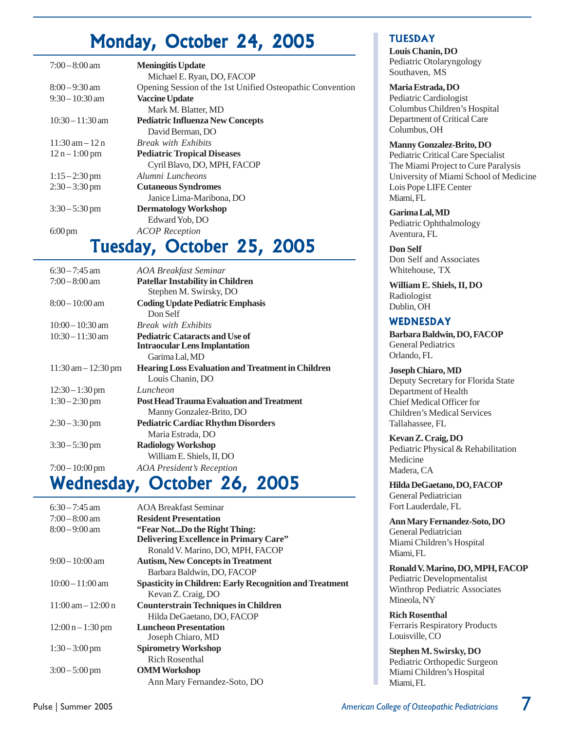# Monday, October 24, 2005

| Time | Session |
|---|---|
| 7:00 – 8:00 am | **Meningitis Update** <br> Michael E. Ryan, DO, FACOP |
| 8:00 – 9:30 am | Opening Session of the 1st Unified Osteopathic Convention |
| 9:30 – 10:30 am | **Vaccine Update** <br> Mark M. Blatter, MD |
| 10:30 – 11:30 am | **Pediatric Influenza New Concepts** <br> David Berman, DO |
| 11:30 am – 12 n | *Break with Exhibits* |
| 12 n – 1:00 pm | **Pediatric Tropical Diseases** <br> Cyril Blavo, DO, MPH, FACOP |
| 1:15 – 2:30 pm | *Alumni Luncheons* |
| 2:30 – 3:30 pm | **Cutaneous Syndromes** <br> Janice Lima-Maribona, DO |
| 3:30 – 5:30 pm | **Dermatology Workshop** <br> Edward Yob, DO |
| 6:00 pm | *ACOP Reception* |

# Tuesday, October 25, 2005

| Time | Session |
|---|---|
| 6:30 – 7:45 am | *AOA Breakfast Seminar* |
| 7:00 – 8:00 am | **Patellar Instability in Children** <br> Stephen M. Swirsky, DO |
| 8:00 – 10:00 am | **Coding Update Pediatric Emphasis** <br> Don Self |
| 10:00 – 10:30 am | *Break with Exhibits* |
| 10:30 – 11:30 am | **Pediatric Cataracts and Use of Intraocular Lens Implantation** <br> Garima Lal, MD |
| 11:30 am – 12:30 pm | **Hearing Loss Evaluation and Treatment in Children** <br> Louis Chanin, DO |
| 12:30 – 1:30 pm | *Luncheon* |
| 1:30 – 2:30 pm | **Post Head Trauma Evaluation and Treatment** <br> Manny Gonzalez-Brito, DO |
| 2:30 – 3:30 pm | **Pediatric Cardiac Rhythm Disorders** <br> Maria Estrada, DO |
| 3:30 – 5:30 pm | **Radiology Workshop** <br> William E. Shiels, II, DO |
| 7:00 – 10:00 pm | *AOA President's Reception* |

# Wednesday, October 26, 2005

| Time | Session |
|---|---|
| 6:30 – 7:45 am | AOA Breakfast Seminar |
| 7:00 – 8:00 am | **Resident Presentation** |
| 8:00 – 9:00 am | **"Fear Not...Do the Right Thing: Delivering Excellence in Primary Care"** <br> Ronald V. Marino, DO, MPH, FACOP |
| 9:00 – 10:00 am | **Autism, New Concepts in Treatment** <br> Barbara Baldwin, DO, FACOP |
| 10:00 – 11:00 am | **Spasticity in Children: Early Recognition and Treatment** <br> Kevan Z. Craig, DO |
| 11:00 am – 12:00 n | **Counterstrain Techniques in Children** <br> Hilda DeGaetano, DO, FACOP |
| 12:00 n – 1:30 pm | **Luncheon Presentation** <br> Joseph Chiaro, MD |
| 1:30 – 3:00 pm | **Spirometry Workshop** <br> Rich Rosenthal |
| 3:00 – 5:00 pm | **OMM Workshop** <br> Ann Mary Fernandez-Soto, DO |

## TUESDAY

**Louis Chanin, DO**
Pediatric Otolaryngology
Southaven, MS

**Maria Estrada, DO**
Pediatric Cardiologist
Columbus Children's Hospital
Department of Critical Care
Columbus, OH

**Manny Gonzalez-Brito, DO**
Pediatric Critical Care Specialist
The Miami Project to Cure Paralysis
University of Miami School of Medicine
Lois Pope LIFE Center
Miami, FL

**Garima Lal, MD**
Pediatric Ophthalmology
Aventura, FL

**Don Self**
Don Self and Associates
Whitehouse, TX

**William E. Shiels, II, DO**
Radiologist
Dublin, OH

## WEDNESDAY

**Barbara Baldwin, DO, FACOP**
General Pediatrics
Orlando, FL

**Joseph Chiaro, MD**
Deputy Secretary for Florida State Department of Health
Chief Medical Officer for Children's Medical Services
Tallahassee, FL

**Kevan Z. Craig, DO**
Pediatric Physical & Rehabilitation Medicine
Madera, CA

**Hilda DeGaetano, DO, FACOP**
General Pediatrician
Fort Lauderdale, FL

**Ann Mary Fernandez-Soto, DO**
General Pediatrician
Miami Children's Hospital
Miami, FL

**Ronald V. Marino, DO, MPH, FACOP**
Pediatric Developmentalist
Winthrop Pediatric Associates
Mineola, NY

**Rich Rosenthal**
Ferraris Respiratory Products
Louisville, CO

**Stephen M. Swirsky, DO**
Pediatric Orthopedic Surgeon
Miami Children's Hospital
Miami, FL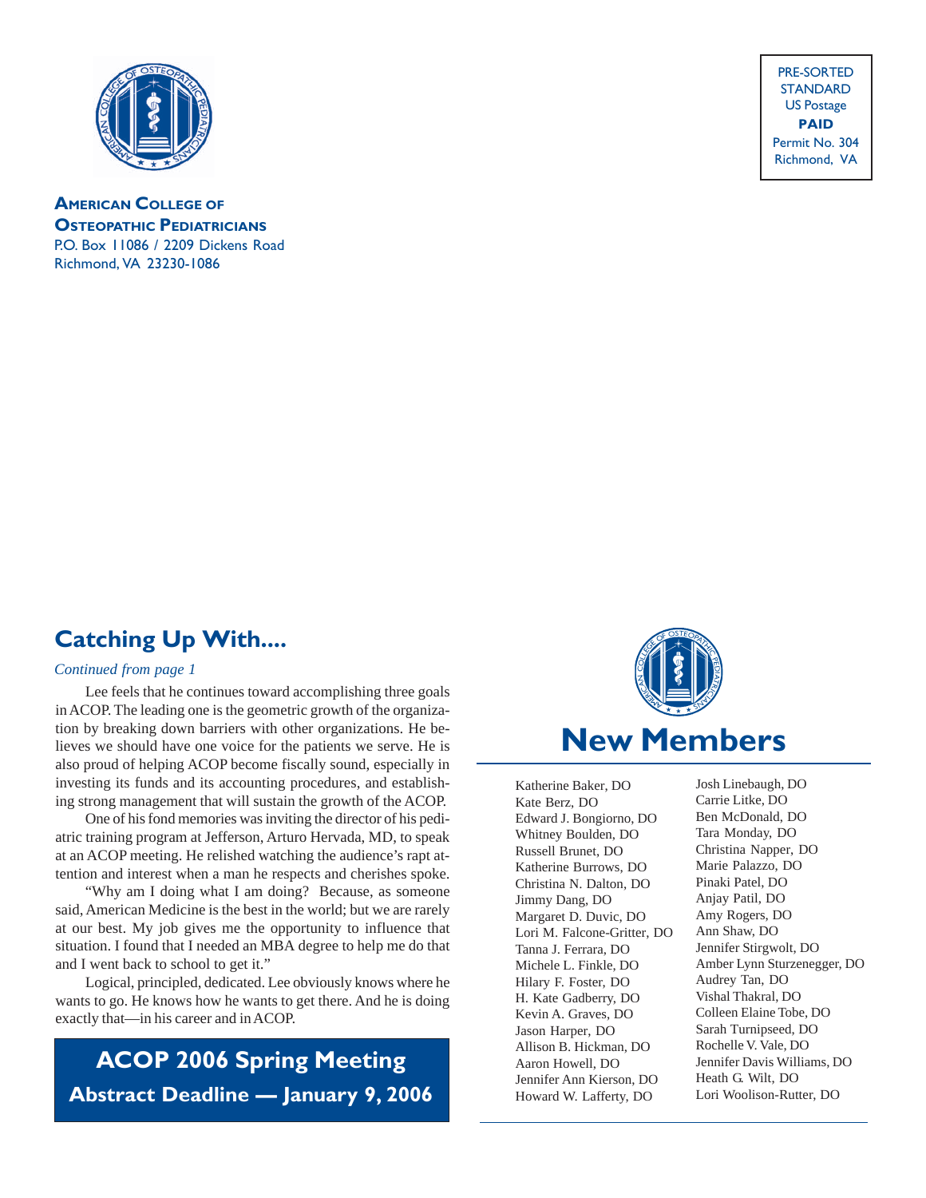**American College of Osteopathic Pediatricians**
P.O. Box 11086 / 2209 Dickens Road
Richmond, VA 23230-1086

PRE-SORTED
STANDARD
US Postage
**PAID**
Permit No. 304
Richmond, VA

## Catching Up With....

*Continued from page 1*

Lee feels that he continues toward accomplishing three goals in ACOP. The leading one is the geometric growth of the organization by breaking down barriers with other organizations. He believes we should have one voice for the patients we serve. He is also proud of helping ACOP become fiscally sound, especially in investing its funds and its accounting procedures, and establishing strong management that will sustain the growth of the ACOP.

One of his fond memories was inviting the director of his pediatric training program at Jefferson, Arturo Hervada, MD, to speak at an ACOP meeting. He relished watching the audience's rapt attention and interest when a man he respects and cherishes spoke.

"Why am I doing what I am doing? Because, as someone said, American Medicine is the best in the world; but we are rarely at our best. My job gives me the opportunity to influence that situation. I found that I needed an MBA degree to help me do that and I went back to school to get it."

Logical, principled, dedicated. Lee obviously knows where he wants to go. He knows how he wants to get there. And he is doing exactly that—in his career and in ACOP.

**ACOP 2006 Spring Meeting**
**Abstract Deadline — January 9, 2006**

## New Members

Katherine Baker, DO
Kate Berz, DO
Edward J. Bongiorno, DO
Whitney Boulden, DO
Russell Brunet, DO
Katherine Burrows, DO
Christina N. Dalton, DO
Jimmy Dang, DO
Margaret D. Duvic, DO
Lori M. Falcone-Gritter, DO
Tanna J. Ferrara, DO
Michele L. Finkle, DO
Hilary F. Foster, DO
H. Kate Gadberry, DO
Kevin A. Graves, DO
Jason Harper, DO
Allison B. Hickman, DO
Aaron Howell, DO
Jennifer Ann Kierson, DO
Howard W. Lafferty, DO
Josh Linebaugh, DO
Carrie Litke, DO
Ben McDonald, DO
Tara Monday, DO
Christina Napper, DO
Marie Palazzo, DO
Pinaki Patel, DO
Anjay Patil, DO
Amy Rogers, DO
Ann Shaw, DO
Jennifer Stirgwolt, DO
Amber Lynn Sturzenegger, DO
Audrey Tan, DO
Vishal Thakral, DO
Colleen Elaine Tobe, DO
Sarah Turnipseed, DO
Rochelle V. Vale, DO
Jennifer Davis Williams, DO
Heath G. Wilt, DO
Lori Woolison-Rutter, DO